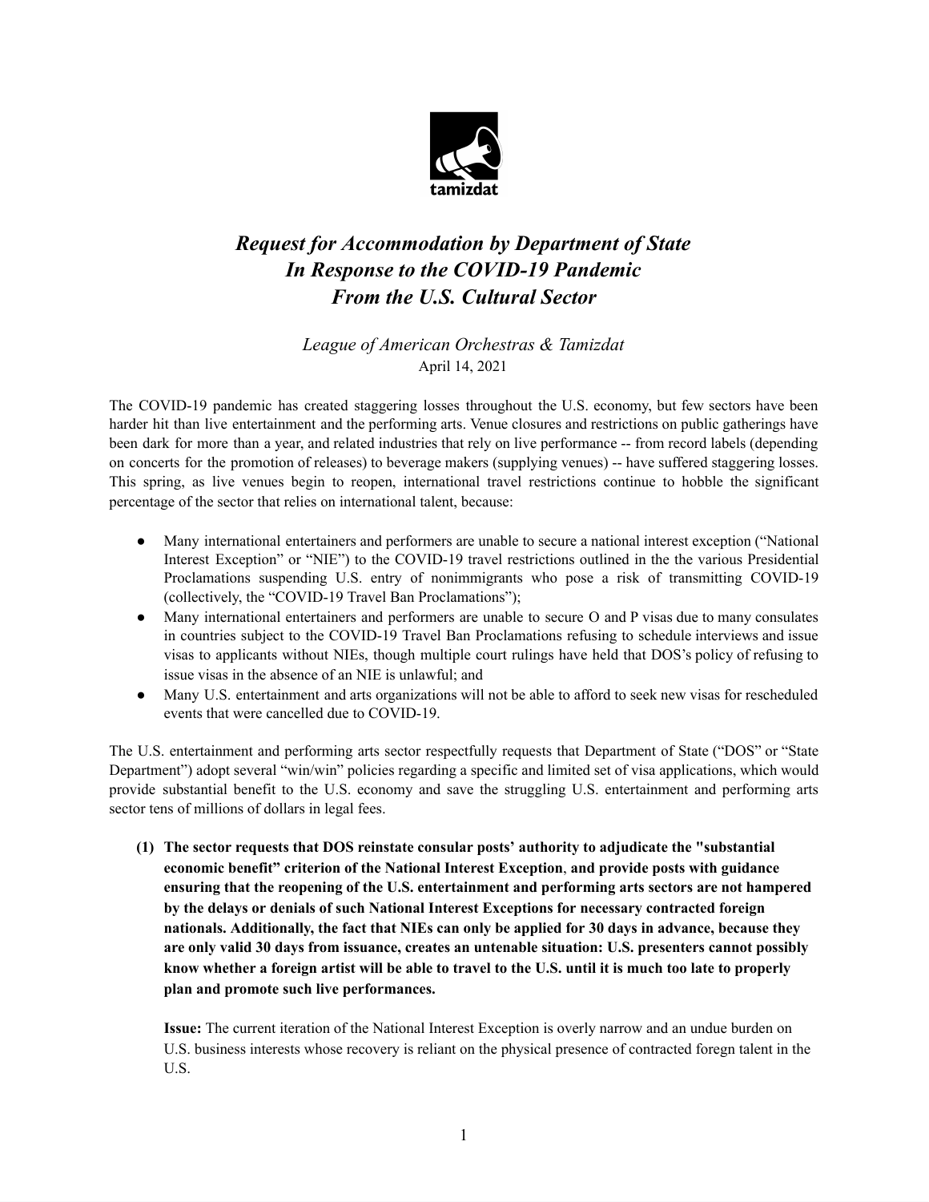tamizdat

# *Request for Accommodation by Department of State In Response to the COVID-19 Pandemic From the U.S. Cultural Sector*

*League of American Orchestras & Tamizdat*
April 14, 2021

The COVID-19 pandemic has created staggering losses throughout the U.S. economy, but few sectors have been harder hit than live entertainment and the performing arts. Venue closures and restrictions on public gatherings have been dark for more than a year, and related industries that rely on live performance -- from record labels (depending on concerts for the promotion of releases) to beverage makers (supplying venues) -- have suffered staggering losses. This spring, as live venues begin to reopen, international travel restrictions continue to hobble the significant percentage of the sector that relies on international talent, because:

- Many international entertainers and performers are unable to secure a national interest exception ("National Interest Exception" or "NIE") to the COVID-19 travel restrictions outlined in the the various Presidential Proclamations suspending U.S. entry of nonimmigrants who pose a risk of transmitting COVID-19 (collectively, the "COVID-19 Travel Ban Proclamations");
- Many international entertainers and performers are unable to secure O and P visas due to many consulates in countries subject to the COVID-19 Travel Ban Proclamations refusing to schedule interviews and issue visas to applicants without NIEs, though multiple court rulings have held that DOS's policy of refusing to issue visas in the absence of an NIE is unlawful; and
- Many U.S. entertainment and arts organizations will not be able to afford to seek new visas for rescheduled events that were cancelled due to COVID-19.

The U.S. entertainment and performing arts sector respectfully requests that Department of State ("DOS" or "State Department") adopt several "win/win" policies regarding a specific and limited set of visa applications, which would provide substantial benefit to the U.S. economy and save the struggling U.S. entertainment and performing arts sector tens of millions of dollars in legal fees.

**(1) The sector requests that DOS reinstate consular posts' authority to adjudicate the "substantial economic benefit" criterion of the National Interest Exception, and provide posts with guidance ensuring that the reopening of the U.S. entertainment and performing arts sectors are not hampered by the delays or denials of such National Interest Exceptions for necessary contracted foreign nationals. Additionally, the fact that NIEs can only be applied for 30 days in advance, because they are only valid 30 days from issuance, creates an untenable situation: U.S. presenters cannot possibly know whether a foreign artist will be able to travel to the U.S. until it is much too late to properly plan and promote such live performances.**

**Issue:** The current iteration of the National Interest Exception is overly narrow and an undue burden on U.S. business interests whose recovery is reliant on the physical presence of contracted foregn talent in the U.S.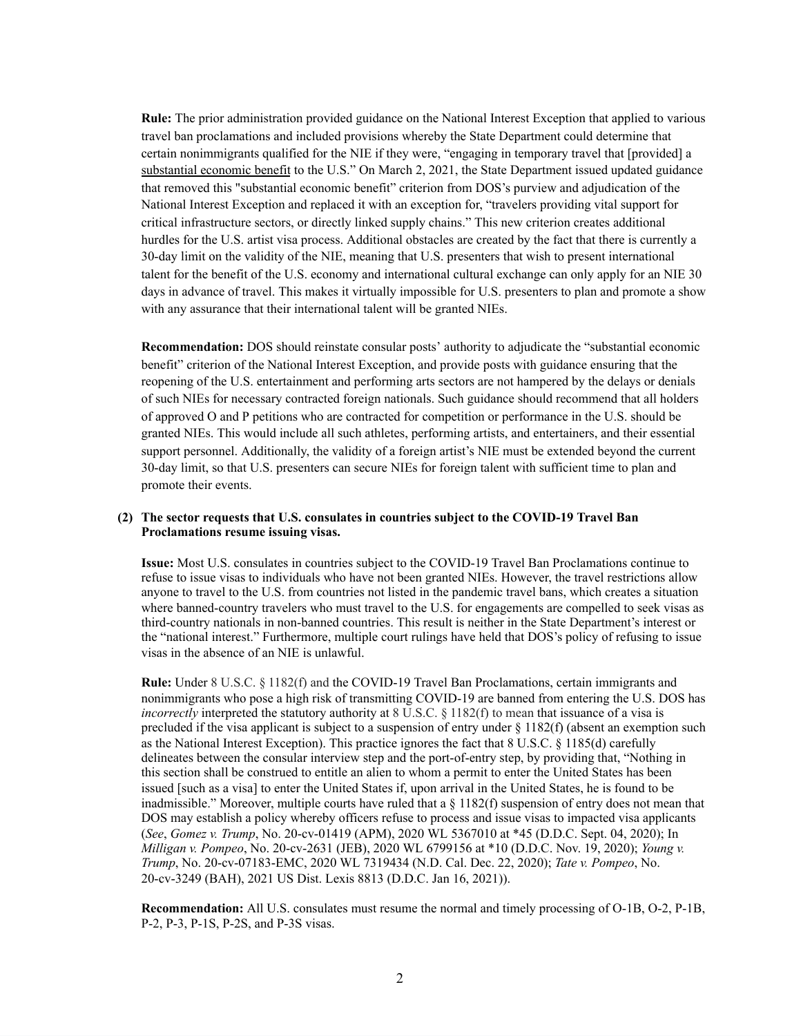**Rule:** The prior administration provided guidance on the National Interest Exception that applied to various travel ban proclamations and included provisions whereby the State Department could determine that certain nonimmigrants qualified for the NIE if they were, "engaging in temporary travel that [provided] a substantial economic benefit to the U.S." On March 2, 2021, the State Department issued updated guidance that removed this "substantial economic benefit" criterion from DOS's purview and adjudication of the National Interest Exception and replaced it with an exception for, "travelers providing vital support for critical infrastructure sectors, or directly linked supply chains." This new criterion creates additional hurdles for the U.S. artist visa process. Additional obstacles are created by the fact that there is currently a 30-day limit on the validity of the NIE, meaning that U.S. presenters that wish to present international talent for the benefit of the U.S. economy and international cultural exchange can only apply for an NIE 30 days in advance of travel. This makes it virtually impossible for U.S. presenters to plan and promote a show with any assurance that their international talent will be granted NIEs.

**Recommendation:** DOS should reinstate consular posts' authority to adjudicate the "substantial economic benefit" criterion of the National Interest Exception, and provide posts with guidance ensuring that the reopening of the U.S. entertainment and performing arts sectors are not hampered by the delays or denials of such NIEs for necessary contracted foreign nationals. Such guidance should recommend that all holders of approved O and P petitions who are contracted for competition or performance in the U.S. should be granted NIEs. This would include all such athletes, performing artists, and entertainers, and their essential support personnel. Additionally, the validity of a foreign artist's NIE must be extended beyond the current 30-day limit, so that U.S. presenters can secure NIEs for foreign talent with sufficient time to plan and promote their events.

**(2) The sector requests that U.S. consulates in countries subject to the COVID-19 Travel Ban Proclamations resume issuing visas.**

**Issue:** Most U.S. consulates in countries subject to the COVID-19 Travel Ban Proclamations continue to refuse to issue visas to individuals who have not been granted NIEs. However, the travel restrictions allow anyone to travel to the U.S. from countries not listed in the pandemic travel bans, which creates a situation where banned-country travelers who must travel to the U.S. for engagements are compelled to seek visas as third-country nationals in non-banned countries. This result is neither in the State Department's interest or the "national interest." Furthermore, multiple court rulings have held that DOS's policy of refusing to issue visas in the absence of an NIE is unlawful.

**Rule:** Under 8 U.S.C. § 1182(f) and the COVID-19 Travel Ban Proclamations, certain immigrants and nonimmigrants who pose a high risk of transmitting COVID-19 are banned from entering the U.S. DOS has *incorrectly* interpreted the statutory authority at 8 U.S.C. § 1182(f) to mean that issuance of a visa is precluded if the visa applicant is subject to a suspension of entry under § 1182(f) (absent an exemption such as the National Interest Exception). This practice ignores the fact that 8 U.S.C. § 1185(d) carefully delineates between the consular interview step and the port-of-entry step, by providing that, "Nothing in this section shall be construed to entitle an alien to whom a permit to enter the United States has been issued [such as a visa] to enter the United States if, upon arrival in the United States, he is found to be inadmissible." Moreover, multiple courts have ruled that a § 1182(f) suspension of entry does not mean that DOS may establish a policy whereby officers refuse to process and issue visas to impacted visa applicants (*See*, *Gomez v. Trump*, No. 20-cv-01419 (APM), 2020 WL 5367010 at *45 (D.D.C. Sept. 04, 2020); In *Milligan v. Pompeo*, No. 20-cv-2631 (JEB), 2020 WL 6799156 at *10 (D.D.C. Nov. 19, 2020); *Young v. Trump*, No. 20-cv-07183-EMC, 2020 WL 7319434 (N.D. Cal. Dec. 22, 2020); *Tate v. Pompeo*, No. 20-cv-3249 (BAH), 2021 US Dist. Lexis 8813 (D.D.C. Jan 16, 2021)).

**Recommendation:** All U.S. consulates must resume the normal and timely processing of O-1B, O-2, P-1B, P-2, P-3, P-1S, P-2S, and P-3S visas.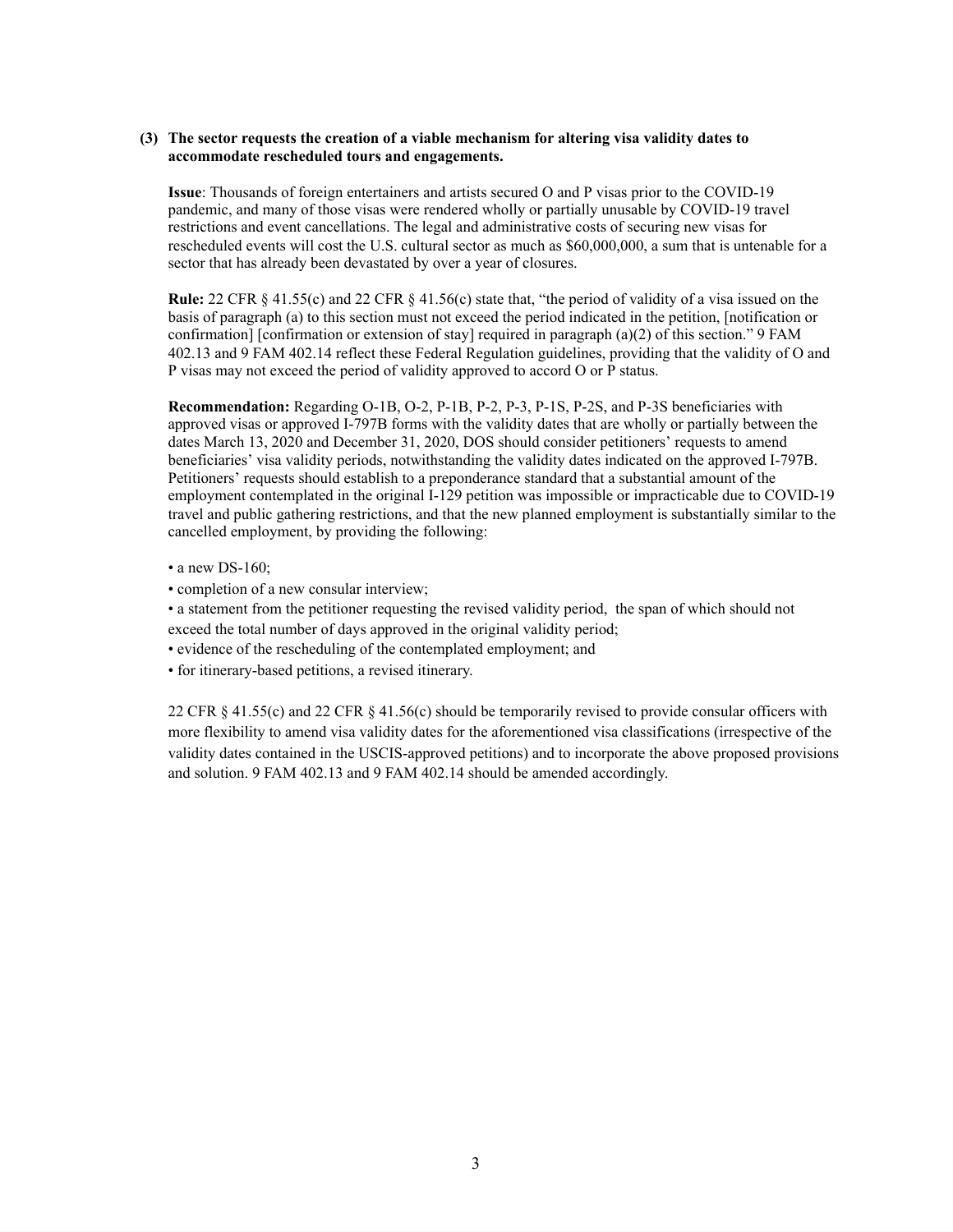**(3) The sector requests the creation of a viable mechanism for altering visa validity dates to accommodate rescheduled tours and engagements.**

**Issue**: Thousands of foreign entertainers and artists secured O and P visas prior to the COVID-19 pandemic, and many of those visas were rendered wholly or partially unusable by COVID-19 travel restrictions and event cancellations. The legal and administrative costs of securing new visas for rescheduled events will cost the U.S. cultural sector as much as $60,000,000, a sum that is untenable for a sector that has already been devastated by over a year of closures.

**Rule:** 22 CFR § 41.55(c) and 22 CFR § 41.56(c) state that, "the period of validity of a visa issued on the basis of paragraph (a) to this section must not exceed the period indicated in the petition, [notification or confirmation] [confirmation or extension of stay] required in paragraph (a)(2) of this section." 9 FAM 402.13 and 9 FAM 402.14 reflect these Federal Regulation guidelines, providing that the validity of O and P visas may not exceed the period of validity approved to accord O or P status.

**Recommendation:** Regarding O-1B, O-2, P-1B, P-2, P-3, P-1S, P-2S, and P-3S beneficiaries with approved visas or approved I-797B forms with the validity dates that are wholly or partially between the dates March 13, 2020 and December 31, 2020, DOS should consider petitioners' requests to amend beneficiaries' visa validity periods, notwithstanding the validity dates indicated on the approved I-797B. Petitioners' requests should establish to a preponderance standard that a substantial amount of the employment contemplated in the original I-129 petition was impossible or impracticable due to COVID-19 travel and public gathering restrictions, and that the new planned employment is substantially similar to the cancelled employment, by providing the following:

- a new DS-160;
- completion of a new consular interview;
- a statement from the petitioner requesting the revised validity period, the span of which should not exceed the total number of days approved in the original validity period;
- evidence of the rescheduling of the contemplated employment; and
- for itinerary-based petitions, a revised itinerary.

22 CFR § 41.55(c) and 22 CFR § 41.56(c) should be temporarily revised to provide consular officers with more flexibility to amend visa validity dates for the aforementioned visa classifications (irrespective of the validity dates contained in the USCIS-approved petitions) and to incorporate the above proposed provisions and solution. 9 FAM 402.13 and 9 FAM 402.14 should be amended accordingly.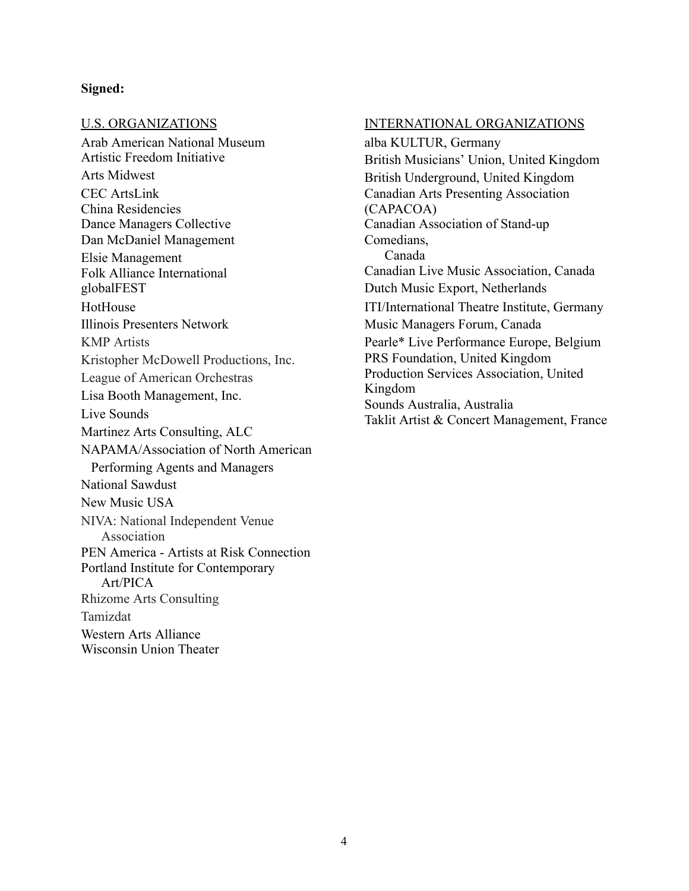**Signed:**

U.S. ORGANIZATIONS

Arab American National Museum
Artistic Freedom Initiative
Arts Midwest
CEC ArtsLink
China Residencies
Dance Managers Collective
Dan McDaniel Management
Elsie Management
Folk Alliance International
globalFEST
HotHouse
Illinois Presenters Network
KMP Artists
Kristopher McDowell Productions, Inc.
League of American Orchestras
Lisa Booth Management, Inc.
Live Sounds
Martinez Arts Consulting, ALC
NAPAMA/Association of North American Performing Agents and Managers
National Sawdust
New Music USA
NIVA: National Independent Venue Association
PEN America - Artists at Risk Connection
Portland Institute for Contemporary Art/PICA
Rhizome Arts Consulting
Tamizdat
Western Arts Alliance
Wisconsin Union Theater

INTERNATIONAL ORGANIZATIONS

alba KULTUR, Germany
British Musicians' Union, United Kingdom
British Underground, United Kingdom
Canadian Arts Presenting Association (CAPACOA)
Canadian Association of Stand-up Comedians, Canada
Canadian Live Music Association, Canada
Dutch Music Export, Netherlands
ITI/International Theatre Institute, Germany
Music Managers Forum, Canada
Pearle* Live Performance Europe, Belgium
PRS Foundation, United Kingdom
Production Services Association, United Kingdom
Sounds Australia, Australia
Taklit Artist & Concert Management, France